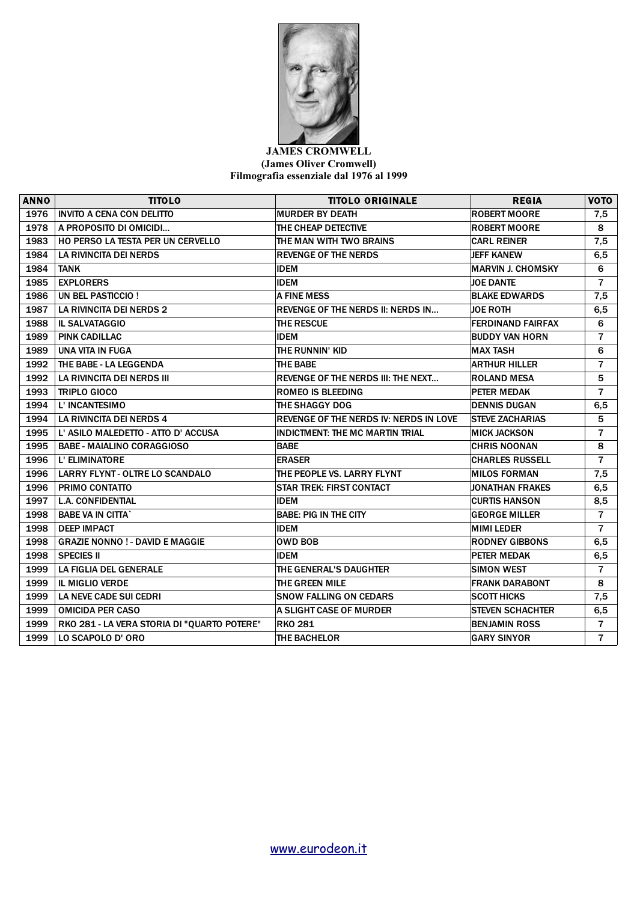**JAMES CROMWELL**
**(James Oliver Cromwell)**
**Filmografia essenziale dal 1976 al 1999**

| ANNO | TITOLO | TITOLO ORIGINALE | REGIA | VOTO |
|---|---|---|---|---|
| 1976 | INVITO A CENA CON DELITTO | MURDER BY DEATH | ROBERT MOORE | 7,5 |
| 1978 | A PROPOSITO DI OMICIDI... | THE CHEAP DETECTIVE | ROBERT MOORE | 8 |
| 1983 | HO PERSO LA TESTA PER UN CERVELLO | THE MAN WITH TWO BRAINS | CARL REINER | 7,5 |
| 1984 | LA RIVINCITA DEI NERDS | REVENGE OF THE NERDS | JEFF KANEW | 6,5 |
| 1984 | TANK | IDEM | MARVIN J. CHOMSKY | 6 |
| 1985 | EXPLORERS | IDEM | JOE DANTE | 7 |
| 1986 | UN BEL PASTICCIO ! | A FINE MESS | BLAKE EDWARDS | 7,5 |
| 1987 | LA RIVINCITA DEI NERDS 2 | REVENGE OF THE NERDS II: NERDS IN... | JOE ROTH | 6,5 |
| 1988 | IL SALVATAGGIO | THE RESCUE | FERDINAND FAIRFAX | 6 |
| 1989 | PINK CADILLAC | IDEM | BUDDY VAN HORN | 7 |
| 1989 | UNA VITA IN FUGA | THE RUNNIN' KID | MAX TASH | 6 |
| 1992 | THE BABE - LA LEGGENDA | THE BABE | ARTHUR HILLER | 7 |
| 1992 | LA RIVINCITA DEI NERDS III | REVENGE OF THE NERDS III: THE NEXT... | ROLAND MESA | 5 |
| 1993 | TRIPLO GIOCO | ROMEO IS BLEEDING | PETER MEDAK | 7 |
| 1994 | L' INCANTESIMO | THE SHAGGY DOG | DENNIS DUGAN | 6,5 |
| 1994 | LA RIVINCITA DEI NERDS 4 | REVENGE OF THE NERDS IV: NERDS IN LOVE | STEVE ZACHARIAS | 5 |
| 1995 | L' ASILO MALEDETTO - ATTO D' ACCUSA | INDICTMENT: THE MC MARTIN TRIAL | MICK JACKSON | 7 |
| 1995 | BABE - MAIALINO CORAGGIOSO | BABE | CHRIS NOONAN | 8 |
| 1996 | L' ELIMINATORE | ERASER | CHARLES RUSSELL | 7 |
| 1996 | LARRY FLYNT - OLTRE LO SCANDALO | THE PEOPLE VS. LARRY FLYNT | MILOS FORMAN | 7,5 |
| 1996 | PRIMO CONTATTO | STAR TREK: FIRST CONTACT | JONATHAN FRAKES | 6,5 |
| 1997 | L.A. CONFIDENTIAL | IDEM | CURTIS HANSON | 8,5 |
| 1998 | BABE VA IN CITTA` | BABE: PIG IN THE CITY | GEORGE MILLER | 7 |
| 1998 | DEEP IMPACT | IDEM | MIMI LEDER | 7 |
| 1998 | GRAZIE NONNO ! - DAVID E MAGGIE | OWD BOB | RODNEY GIBBONS | 6,5 |
| 1998 | SPECIES II | IDEM | PETER MEDAK | 6,5 |
| 1999 | LA FIGLIA DEL GENERALE | THE GENERAL'S DAUGHTER | SIMON WEST | 7 |
| 1999 | IL MIGLIO VERDE | THE GREEN MILE | FRANK DARABONT | 8 |
| 1999 | LA NEVE CADE SUI CEDRI | SNOW FALLING ON CEDARS | SCOTT HICKS | 7,5 |
| 1999 | OMICIDA PER CASO | A SLIGHT CASE OF MURDER | STEVEN SCHACHTER | 6,5 |
| 1999 | RKO 281 - LA VERA STORIA DI "QUARTO POTERE" | RKO 281 | BENJAMIN ROSS | 7 |
| 1999 | LO SCAPOLO D' ORO | THE BACHELOR | GARY SINYOR | 7 |

www.eurodeon.it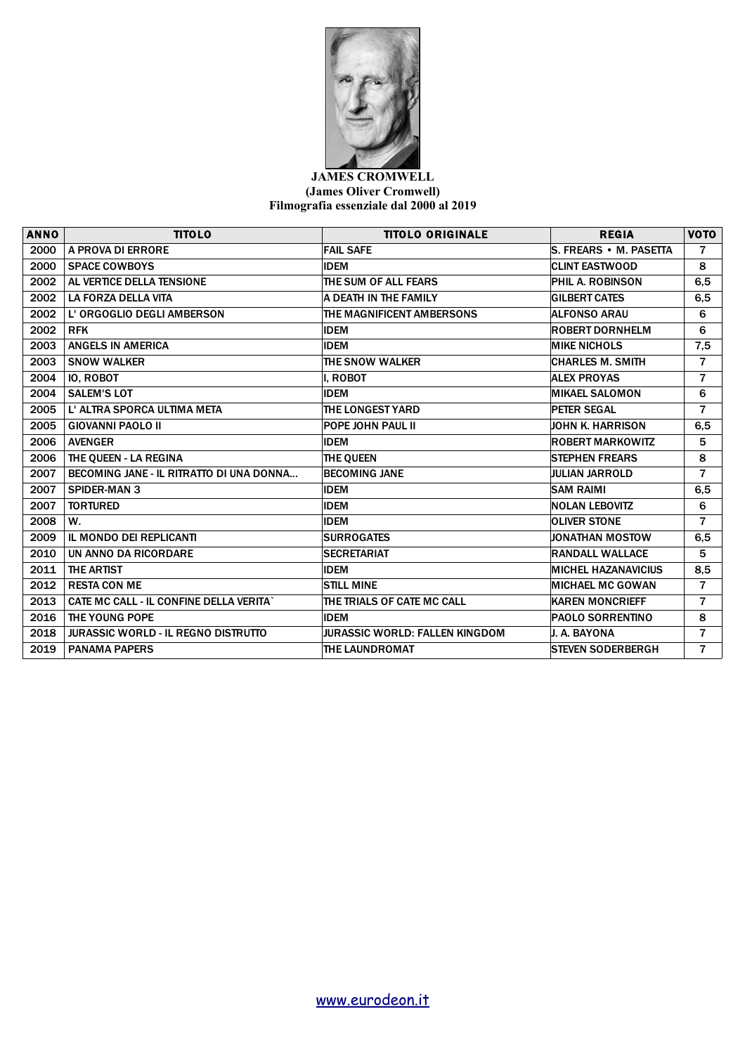**JAMES CROMWELL**
**(James Oliver Cromwell)**
**Filmografia essenziale dal 2000 al 2019**

| ANNO | TITOLO | TITOLO ORIGINALE | REGIA | VOTO |
|---|---|---|---|---|
| 2000 | A PROVA DI ERRORE | FAIL SAFE | S. FREARS • M. PASETTA | 7 |
| 2000 | SPACE COWBOYS | IDEM | CLINT EASTWOOD | 8 |
| 2002 | AL VERTICE DELLA TENSIONE | THE SUM OF ALL FEARS | PHIL A. ROBINSON | 6,5 |
| 2002 | LA FORZA DELLA VITA | A DEATH IN THE FAMILY | GILBERT CATES | 6,5 |
| 2002 | L' ORGOGLIO DEGLI AMBERSON | THE MAGNIFICENT AMBERSONS | ALFONSO ARAU | 6 |
| 2002 | RFK | IDEM | ROBERT DORNHELM | 6 |
| 2003 | ANGELS IN AMERICA | IDEM | MIKE NICHOLS | 7,5 |
| 2003 | SNOW WALKER | THE SNOW WALKER | CHARLES M. SMITH | 7 |
| 2004 | IO, ROBOT | I, ROBOT | ALEX PROYAS | 7 |
| 2004 | SALEM'S LOT | IDEM | MIKAEL SALOMON | 6 |
| 2005 | L' ALTRA SPORCA ULTIMA META | THE LONGEST YARD | PETER SEGAL | 7 |
| 2005 | GIOVANNI PAOLO II | POPE JOHN PAUL II | JOHN K. HARRISON | 6,5 |
| 2006 | AVENGER | IDEM | ROBERT MARKOWITZ | 5 |
| 2006 | THE QUEEN - LA REGINA | THE QUEEN | STEPHEN FREARS | 8 |
| 2007 | BECOMING JANE - IL RITRATTO DI UNA DONNA... | BECOMING JANE | JULIAN JARROLD | 7 |
| 2007 | SPIDER-MAN 3 | IDEM | SAM RAIMI | 6,5 |
| 2007 | TORTURED | IDEM | NOLAN LEBOVITZ | 6 |
| 2008 | W. | IDEM | OLIVER STONE | 7 |
| 2009 | IL MONDO DEI REPLICANTI | SURROGATES | JONATHAN MOSTOW | 6,5 |
| 2010 | UN ANNO DA RICORDARE | SECRETARIAT | RANDALL WALLACE | 5 |
| 2011 | THE ARTIST | IDEM | MICHEL HAZANAVICIUS | 8,5 |
| 2012 | RESTA CON ME | STILL MINE | MICHAEL MC GOWAN | 7 |
| 2013 | CATE MC CALL - IL CONFINE DELLA VERITA` | THE TRIALS OF CATE MC CALL | KAREN MONCRIEFF | 7 |
| 2016 | THE YOUNG POPE | IDEM | PAOLO SORRENTINO | 8 |
| 2018 | JURASSIC WORLD - IL REGNO DISTRUTTO | JURASSIC WORLD: FALLEN KINGDOM | J. A. BAYONA | 7 |
| 2019 | PANAMA PAPERS | THE LAUNDROMAT | STEVEN SODERBERGH | 7 |

www.eurodeon.it